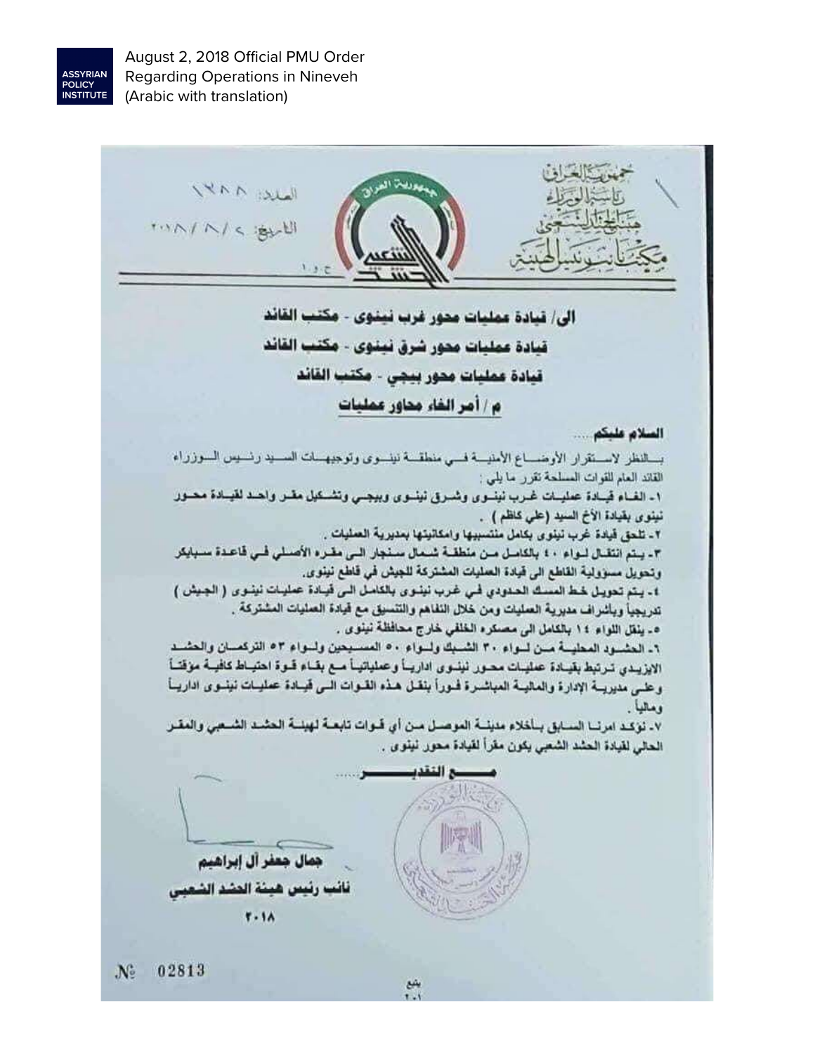August 2, 2018 Official PMU Order Regarding Operations in Nineveh (Arabic with translation)

جمهورية العراق
رئاسة الوزراء
هيئة الحشد الشعبي
مكتب نائب رئيس الهيئة

العدد: ١٢٨٨
التاريخ: ٢ / ٨ / ٢٠١٨

**الى/ قيادة عمليات محور غرب نينوى - مكتب القائد**

**قيادة عمليات محور شرق نينوى - مكتب القائد**

**قيادة عمليات محور بيجي - مكتب القائد**

**م / أمر الغاء محاور عمليات**

**السلام عليكم.....**

بالنظر لاستقرار الأوضاع الأمنية في منطقة نينوى وتوجيهات السيد رئيس الوزراء القائد العام للقوات المسلحة تقرر ما يلي :

١- الغاء قيادة عمليات غرب نينوى وشرق نينوى وبيجي وتشكيل مقر واحد لقيادة محور نينوى بقيادة الأخ السيد (علي كاظم) .

٢- تلحق قيادة غرب نينوى بكامل منتسبيها وامكانيتها بمديرية العمليات .

٣- يتم انتقال لواء ٤٠ بالكامل من منطقة شمال سنجار الى مقره الأصلي في قاعدة سبايكر وتحويل مسؤولية القاطع الى قيادة العمليات المشتركة للجيش في قاطع نينوى.

٤- يتم تحويل خط المسك الحدودي في غرب نينوى بالكامل الى قيادة عمليات نينوى ( الجيش ) تدريجياً وبأشراف مديرية العمليات ومن خلال التفاهم والتنسيق مع قيادة العمليات المشتركة .

٥- ينقل اللواء ١٤ بالكامل الى معسكره الخلفي خارج محافظة نينوى .

٦- الحشود المحلية من لواء ٣٠ الشبك ولواء ٥٠ المسيحين ولواء ٥٣ التركمان والحشد الايزيدي ترتبط بقيادة عمليات محور نينوى ادارياً وعملياتياً مع بقاء قوة احتياط كافية مؤقتاً وعلى مديرية الإدارة والمالية المباشرة فوراً بنقل هذه القوات الى قيادة عمليات نينوى ادارياً ومالياً .

٧- نؤكد امرنا السابق بأخلاء مدينة الموصل من أي قوات تابعة لهيئة الحشد الشعبي والمقر الحالي لقيادة الحشد الشعبي يكون مقراً لقيادة محور نينوى .

**مع التقدير.....**

**جمال جعفر آل إبراهيم**
**نائب رئيس هيئة الحشد الشعبي**
**٢٠١٨**

№ 02813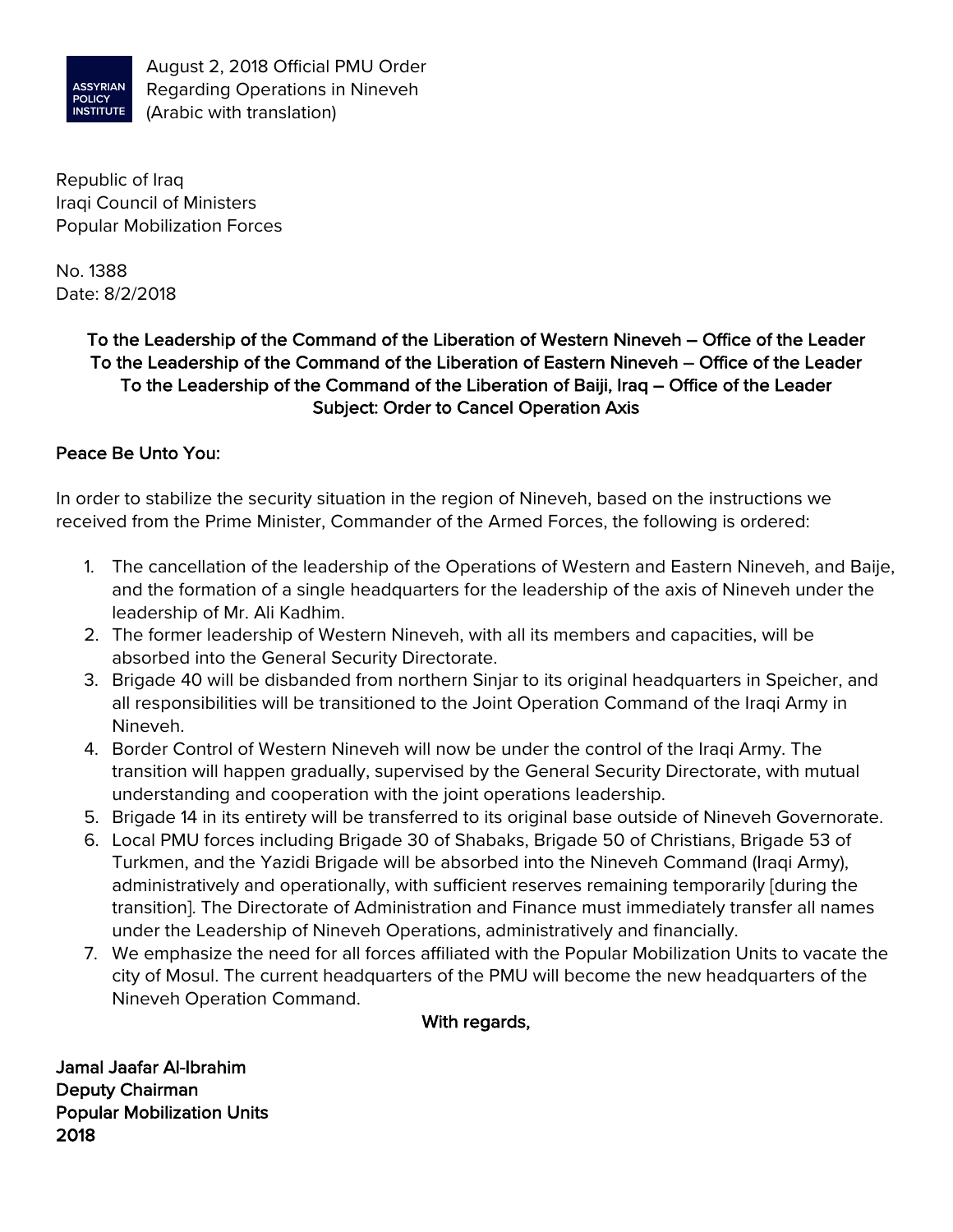ASSYRIAN POLICY INSTITUTE

August 2, 2018 Official PMU Order Regarding Operations in Nineveh (Arabic with translation)

Republic of Iraq
Iraqi Council of Ministers
Popular Mobilization Forces

No. 1388
Date: 8/2/2018

**To the Leadership of the Command of the Liberation of Western Nineveh – Office of the Leader**
**To the Leadership of the Command of the Liberation of Eastern Nineveh – Office of the Leader**
**To the Leadership of the Command of the Liberation of Baiji, Iraq – Office of the Leader**
**Subject: Order to Cancel Operation Axis**

**Peace Be Unto You:**

In order to stabilize the security situation in the region of Nineveh, based on the instructions we received from the Prime Minister, Commander of the Armed Forces, the following is ordered:

1. The cancellation of the leadership of the Operations of Western and Eastern Nineveh, and Baije, and the formation of a single headquarters for the leadership of the axis of Nineveh under the leadership of Mr. Ali Kadhim.
2. The former leadership of Western Nineveh, with all its members and capacities, will be absorbed into the General Security Directorate.
3. Brigade 40 will be disbanded from northern Sinjar to its original headquarters in Speicher, and all responsibilities will be transitioned to the Joint Operation Command of the Iraqi Army in Nineveh.
4. Border Control of Western Nineveh will now be under the control of the Iraqi Army. The transition will happen gradually, supervised by the General Security Directorate, with mutual understanding and cooperation with the joint operations leadership.
5. Brigade 14 in its entirety will be transferred to its original base outside of Nineveh Governorate.
6. Local PMU forces including Brigade 30 of Shabaks, Brigade 50 of Christians, Brigade 53 of Turkmen, and the Yazidi Brigade will be absorbed into the Nineveh Command (Iraqi Army), administratively and operationally, with sufficient reserves remaining temporarily [during the transition]. The Directorate of Administration and Finance must immediately transfer all names under the Leadership of Nineveh Operations, administratively and financially.
7. We emphasize the need for all forces affiliated with the Popular Mobilization Units to vacate the city of Mosul. The current headquarters of the PMU will become the new headquarters of the Nineveh Operation Command.

**With regards,**

**Jamal Jaafar Al-Ibrahim**
**Deputy Chairman**
**Popular Mobilization Units**
**2018**